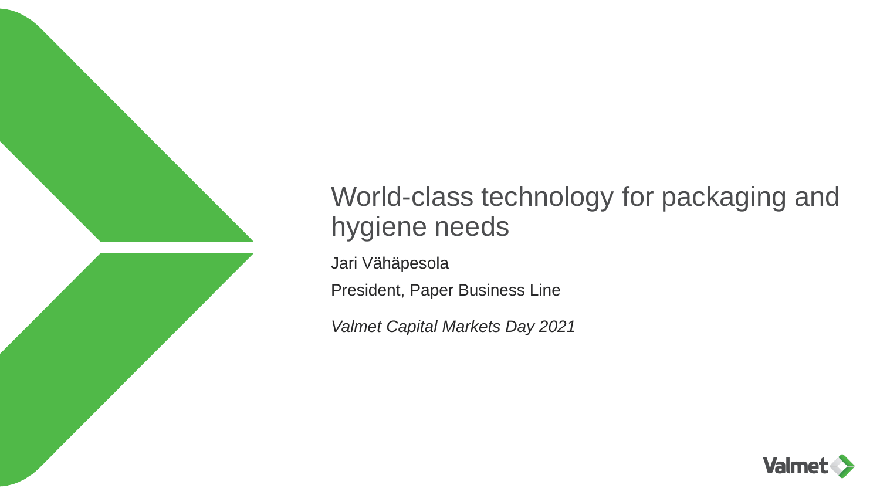# World-class technology for packaging and hygiene needs

Jari Vähäpesola

President, Paper Business Line

*Valmet Capital Markets Day 2021*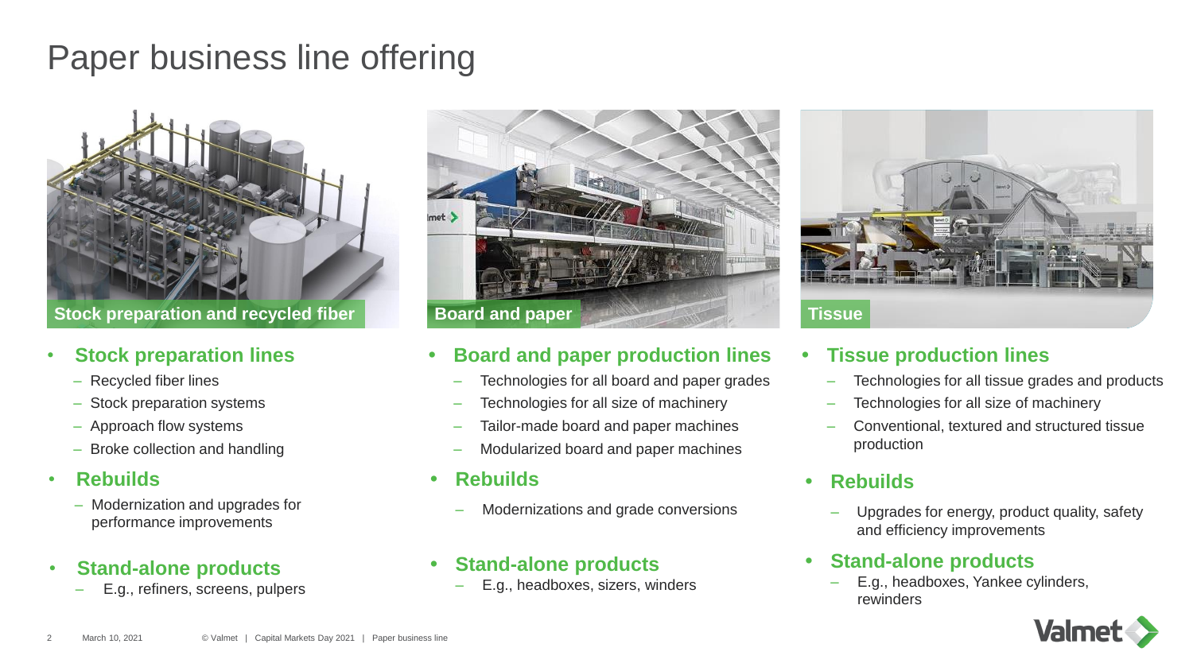# Paper business line offering

## Stock preparation and recycled fiber

- **Stock preparation lines**
  - Recycled fiber lines
  - Stock preparation systems
  - Approach flow systems
  - Broke collection and handling
- **Rebuilds**
  - Modernization and upgrades for performance improvements
- **Stand-alone products**
  - E.g., refiners, screens, pulpers

## Board and paper

- **Board and paper production lines**
  - Technologies for all board and paper grades
  - Technologies for all size of machinery
  - Tailor-made board and paper machines
  - Modularized board and paper machines
- **Rebuilds**
  - Modernizations and grade conversions
- **Stand-alone products**
  - E.g., headboxes, sizers, winders

## Tissue

- **Tissue production lines**
  - Technologies for all tissue grades and products
  - Technologies for all size of machinery
  - Conventional, textured and structured tissue production
- **Rebuilds**
  - Upgrades for energy, product quality, safety and efficiency improvements
- **Stand-alone products**
  - E.g., headboxes, Yankee cylinders, rewinders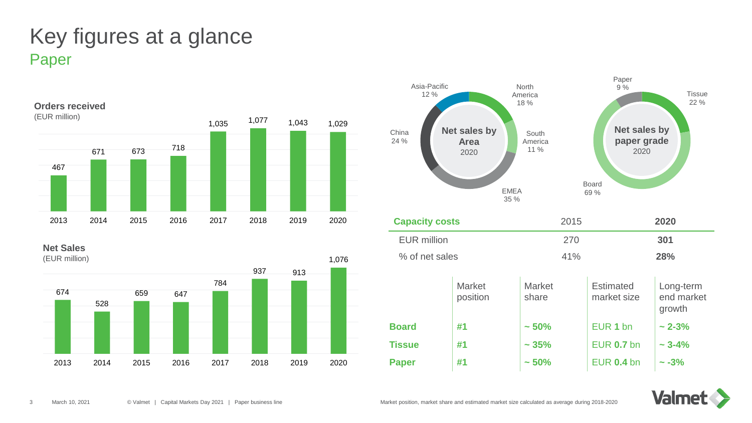# Key figures at a glance

## Paper

**Orders received**
(EUR million)

| 2013 | 2014 | 2015 | 2016 | 2017 | 2018 | 2019 | 2020 |
|---|---|---|---|---|---|---|---|
| 467 | 671 | 673 | 718 | 1,035 | 1,077 | 1,043 | 1,029 |

**Net Sales**
(EUR million)

| 2013 | 2014 | 2015 | 2016 | 2017 | 2018 | 2019 | 2020 |
|---|---|---|---|---|---|---|---|
| 674 | 528 | 659 | 647 | 784 | 937 | 913 | 1,076 |

**Net sales by Area** 2020

- North America 18 %
- South America 11 %
- EMEA 35 %
- China 24 %
- Asia-Pacific 12 %

**Net sales by paper grade** 2020

- Tissue 22 %
- Board 69 %
- Paper 9 %

| Capacity costs | 2015 | **2020** |
|---|---|---|
| EUR million | 270 | **301** |
| % of net sales | 41% | **28%** |

| | Market position | Market share | Estimated market size | Long-term end market growth |
|---|---|---|---|---|
| **Board** | **#1** | **~ 50%** | EUR **1** bn | **~ 2-3%** |
| **Tissue** | **#1** | **~ 35%** | EUR **0.7** bn | **~ 3-4%** |
| **Paper** | **#1** | **~ 50%** | EUR **0.4** bn | **~ -3%** |

Market position, market share and estimated market size calculated as average during 2018-2020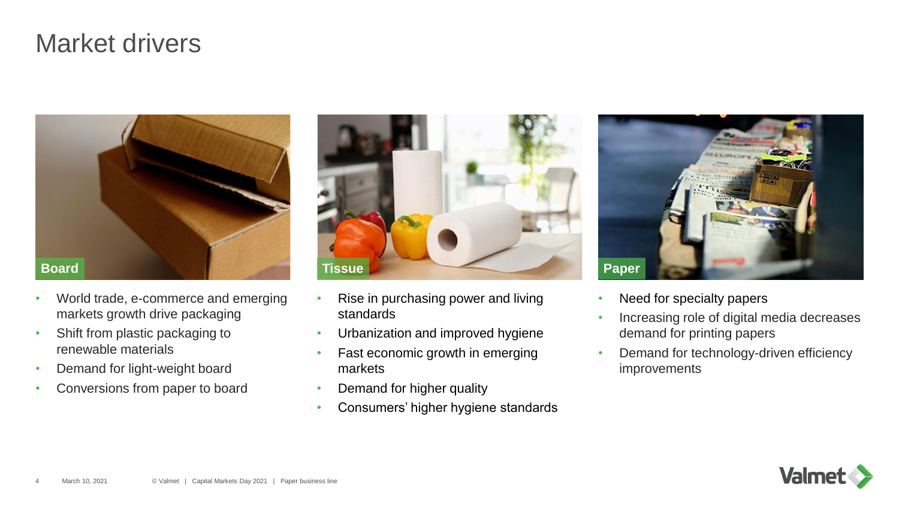# Market drivers

### Board

- World trade, e-commerce and emerging markets growth drive packaging
- Shift from plastic packaging to renewable materials
- Demand for light-weight board
- Conversions from paper to board

### Tissue

- Rise in purchasing power and living standards
- Urbanization and improved hygiene
- Fast economic growth in emerging markets
- Demand for higher quality
- Consumers' higher hygiene standards

### Paper

- Need for specialty papers
- Increasing role of digital media decreases demand for printing papers
- Demand for technology-driven efficiency improvements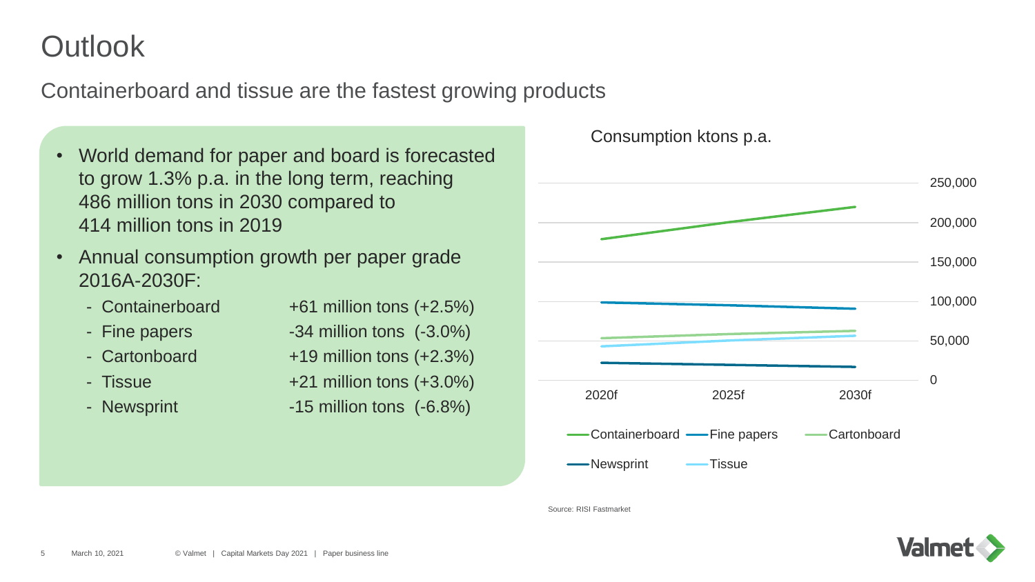# Outlook

## Containerboard and tissue are the fastest growing products

- World demand for paper and board is forecasted to grow 1.3% p.a. in the long term, reaching 486 million tons in 2030 compared to 414 million tons in 2019
- Annual consumption growth per paper grade 2016A-2030F:
  - Containerboard +61 million tons (+2.5%)
  - Fine papers -34 million tons (-3.0%)
  - Cartonboard +19 million tons (+2.3%)
  - Tissue +21 million tons (+3.0%)
  - Newsprint -15 million tons (-6.8%)

Consumption ktons p.a.

| | 2020f | 2025f | 2030f |
|---|---|---|---|
| Containerboard | ~180,000 | ~200,000 | ~220,000 |
| Fine papers | ~100,000 | ~96,000 | ~91,000 |
| Cartonboard | ~53,000 | ~58,000 | ~63,000 |
| Newsprint | ~22,000 | ~20,000 | ~17,000 |
| Tissue | ~43,000 | ~50,000 | ~56,000 |

Source: RISI Fastmarket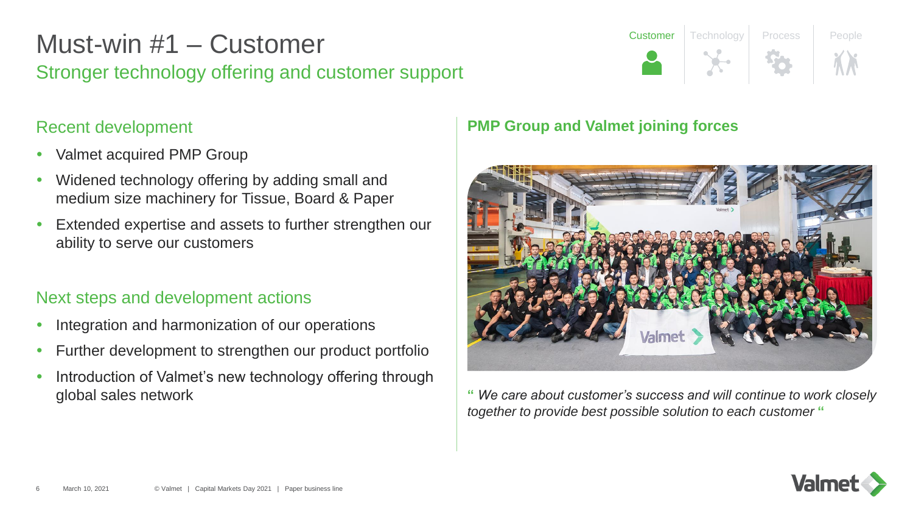# Must-win #1 – Customer

## Stronger technology offering and customer support

Customer | Technology | Process | People

### Recent development

- Valmet acquired PMP Group
- Widened technology offering by adding small and medium size machinery for Tissue, Board & Paper
- Extended expertise and assets to further strengthen our ability to serve our customers

### Next steps and development actions

- Integration and harmonization of our operations
- Further development to strengthen our product portfolio
- Introduction of Valmet's new technology offering through global sales network

### PMP Group and Valmet joining forces

" *We care about customer's success and will continue to work closely together to provide best possible solution to each customer* "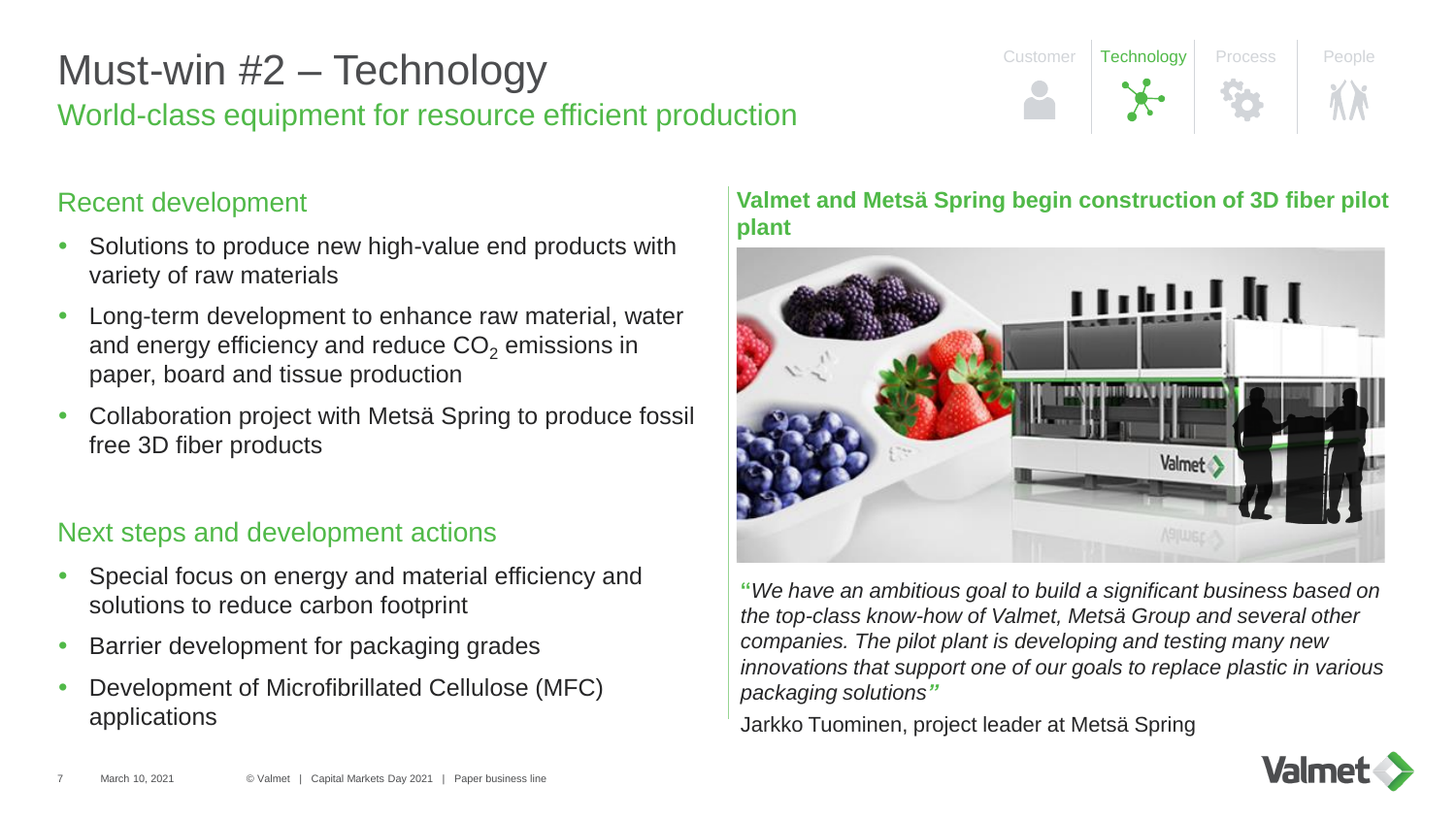# Must-win #2 – Technology

## World-class equipment for resource efficient production

Customer | Technology | Process | People

### Recent development

- Solutions to produce new high-value end products with variety of raw materials
- Long-term development to enhance raw material, water and energy efficiency and reduce $CO_2$ emissions in paper, board and tissue production
- Collaboration project with Metsä Spring to produce fossil free 3D fiber products

### Next steps and development actions

- Special focus on energy and material efficiency and solutions to reduce carbon footprint
- Barrier development for packaging grades
- Development of Microfibrillated Cellulose (MFC) applications

**Valmet and Metsä Spring begin construction of 3D fiber pilot plant**

*"We have an ambitious goal to build a significant business based on the top-class know-how of Valmet, Metsä Group and several other companies. The pilot plant is developing and testing many new innovations that support one of our goals to replace plastic in various packaging solutions"*

Jarkko Tuominen, project leader at Metsä Spring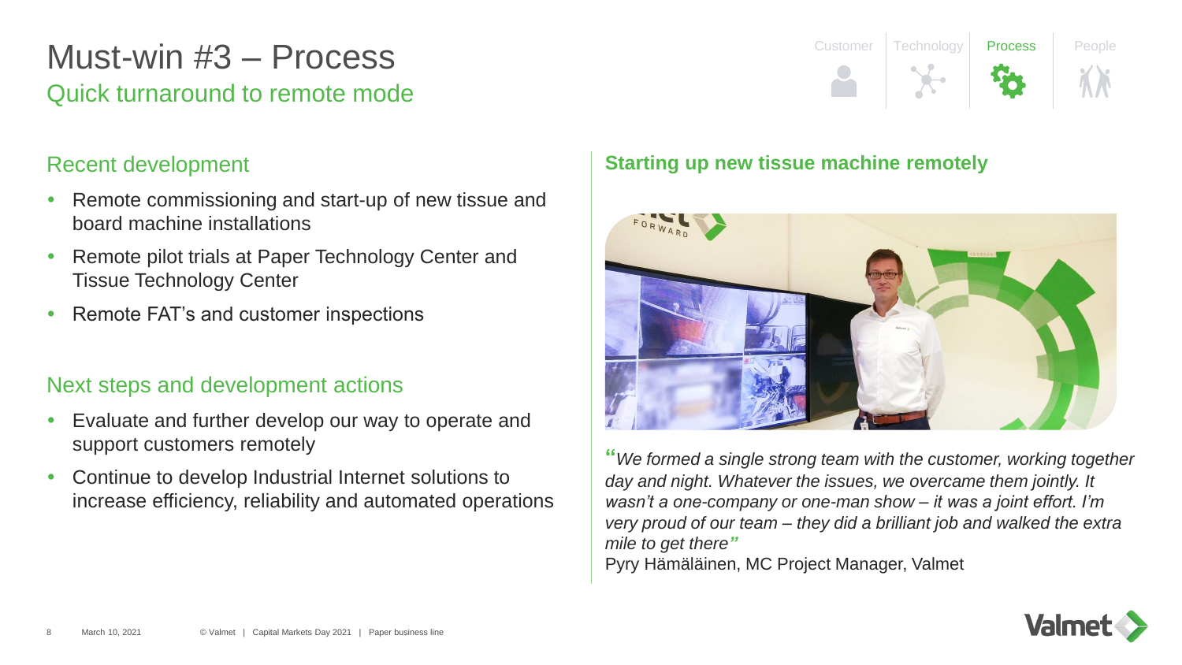# Must-win #3 – Process

## Quick turnaround to remote mode

Customer | Technology | **Process** | People

### Recent development

- Remote commissioning and start-up of new tissue and board machine installations
- Remote pilot trials at Paper Technology Center and Tissue Technology Center
- Remote FAT's and customer inspections

### Next steps and development actions

- Evaluate and further develop our way to operate and support customers remotely
- Continue to develop Industrial Internet solutions to increase efficiency, reliability and automated operations

### Starting up new tissue machine remotely

*"We formed a single strong team with the customer, working together day and night. Whatever the issues, we overcame them jointly. It wasn't a one-company or one-man show – it was a joint effort. I'm very proud of our team – they did a brilliant job and walked the extra mile to get there"*

Pyry Hämäläinen, MC Project Manager, Valmet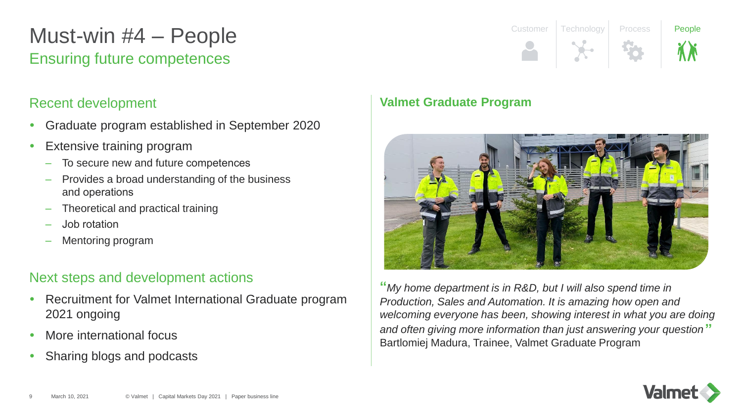# Must-win #4 – People

## Ensuring future competences

Customer | Technology | Process | People

### Recent development

- Graduate program established in September 2020
- Extensive training program
  - To secure new and future competences
  - Provides a broad understanding of the business and operations
  - Theoretical and practical training
  - Job rotation
  - Mentoring program

### Next steps and development actions

- Recruitment for Valmet International Graduate program 2021 ongoing
- More international focus
- Sharing blogs and podcasts

### Valmet Graduate Program

"*My home department is in R&D, but I will also spend time in Production, Sales and Automation. It is amazing how open and welcoming everyone has been, showing interest in what you are doing and often giving more information than just answering your question*"
Bartlomiej Madura, Trainee, Valmet Graduate Program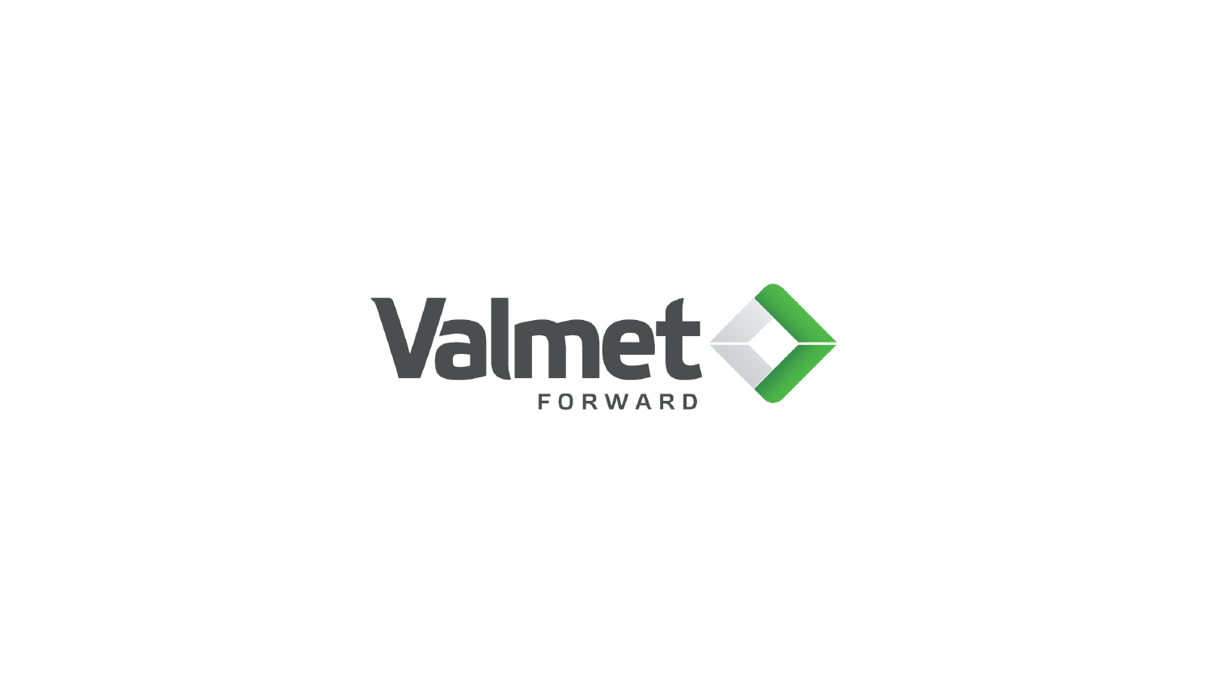Valmet

FORWARD